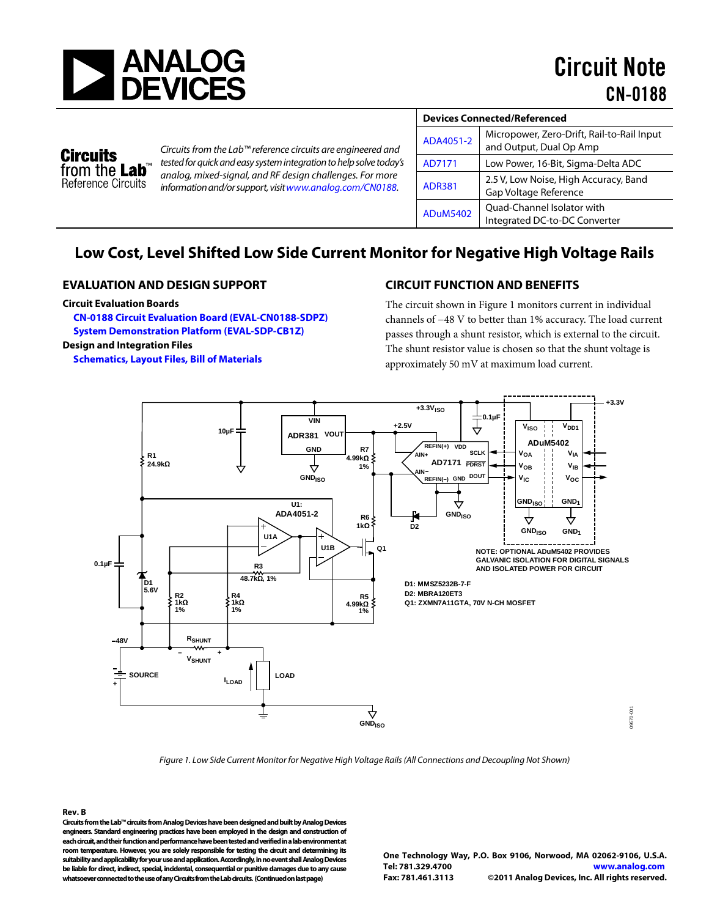# Circuit Note CN-0188

**Circuits from the Lab™ Reference Circuits**

*Circuits from the Lab™ reference circuits are engineered and tested for quick and easy system integration to help solve today's analog, mixed-signal, and RF design challenges. For more information and/or support, visit www.analog.com/CN0188.*

| Devices Connected/Referenced | |
|---|---|
| ADA4051-2 | Micropower, Zero-Drift, Rail-to-Rail Input and Output, Dual Op Amp |
| AD7171 | Low Power, 16-Bit, Sigma-Delta ADC |
| ADR381 | 2.5 V, Low Noise, High Accuracy, Band Gap Voltage Reference |
| ADuM5402 | Quad-Channel Isolator with Integrated DC-to-DC Converter |

## Low Cost, Level Shifted Low Side Current Monitor for Negative High Voltage Rails

### EVALUATION AND DESIGN SUPPORT

**Circuit Evaluation Boards**

- **CN-0188 Circuit Evaluation Board (EVAL-CN0188-SDPZ)**
- **System Demonstration Platform (EVAL-SDP-CB1Z)**

**Design and Integration Files**

- **Schematics, Layout Files, Bill of Materials**

### CIRCUIT FUNCTION AND BENEFITS

The circuit shown in Figure 1 monitors current in individual channels of −48 V to better than 1% accuracy. The load current passes through a shunt resistor, which is external to the circuit. The shunt resistor value is chosen so that the shunt voltage is approximately 50 mV at maximum load current.

*Figure 1. Low Side Current Monitor for Negative High Voltage Rails (All Connections and Decoupling Not Shown)*

**Rev. B**

**Circuits from the Lab™ circuits from Analog Devices have been designed and built by Analog Devices engineers. Standard engineering practices have been employed in the design and construction of each circuit, and their function and performance have been tested and verified in a lab environment at room temperature. However, you are solely responsible for testing the circuit and determining its suitability and applicability for your use and application. Accordingly, in no event shall Analog Devices be liable for direct, indirect, special, incidental, consequential or punitive damages due to any cause whatsoever connected to the use of any Circuits from the Lab circuits. (Continued on last page)**

**One Technology Way, P.O. Box 9106, Norwood, MA 02062-9106, U.S.A.**
**Tel: 781.329.4700** **www.analog.com**
**Fax: 781.461.3113** **©2011 Analog Devices, Inc. All rights reserved.**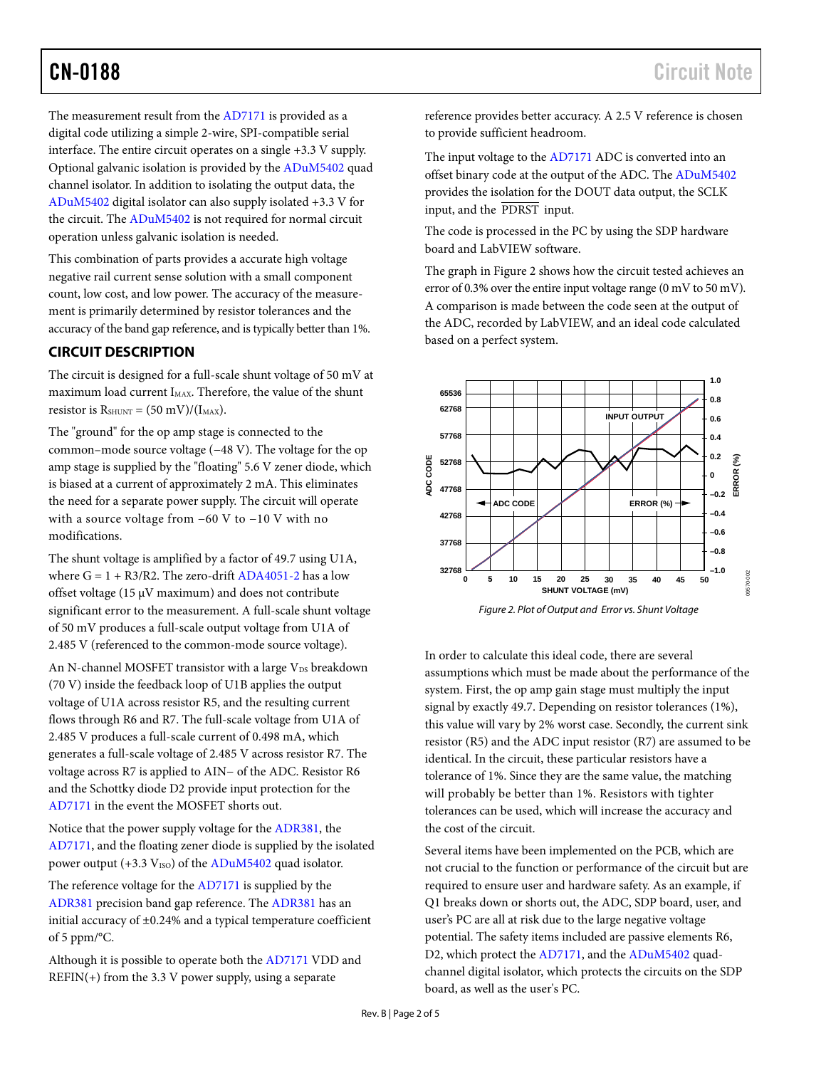The measurement result from the AD7171 is provided as a digital code utilizing a simple 2-wire, SPI-compatible serial interface. The entire circuit operates on a single +3.3 V supply. Optional galvanic isolation is provided by the ADuM5402 quad channel isolator. In addition to isolating the output data, the ADuM5402 digital isolator can also supply isolated +3.3 V for the circuit. The ADuM5402 is not required for normal circuit operation unless galvanic isolation is needed.

This combination of parts provides a accurate high voltage negative rail current sense solution with a small component count, low cost, and low power. The accuracy of the measurement is primarily determined by resistor tolerances and the accuracy of the band gap reference, and is typically better than 1%.

## CIRCUIT DESCRIPTION

The circuit is designed for a full-scale shunt voltage of 50 mV at maximum load current $I_{MAX}$. Therefore, the value of the shunt resistor is $R_{SHUNT} = (50\ mV)/(I_{MAX})$.

The "ground" for the op amp stage is connected to the common–mode source voltage (−48 V). The voltage for the op amp stage is supplied by the "floating" 5.6 V zener diode, which is biased at a current of approximately 2 mA. This eliminates the need for a separate power supply. The circuit will operate with a source voltage from −60 V to −10 V with no modifications.

The shunt voltage is amplified by a factor of 49.7 using U1A, where G = 1 + R3/R2. The zero-drift ADA4051-2 has a low offset voltage (15 µV maximum) and does not contribute significant error to the measurement. A full-scale shunt voltage of 50 mV produces a full-scale output voltage from U1A of 2.485 V (referenced to the common-mode source voltage).

An N-channel MOSFET transistor with a large $V_{DS}$ breakdown (70 V) inside the feedback loop of U1B applies the output voltage of U1A across resistor R5, and the resulting current flows through R6 and R7. The full-scale voltage from U1A of 2.485 V produces a full-scale current of 0.498 mA, which generates a full-scale voltage of 2.485 V across resistor R7. The voltage across R7 is applied to AIN− of the ADC. Resistor R6 and the Schottky diode D2 provide input protection for the AD7171 in the event the MOSFET shorts out.

Notice that the power supply voltage for the ADR381, the AD7171, and the floating zener diode is supplied by the isolated power output (+3.3 $V_{ISO}$) of the ADuM5402 quad isolator.

The reference voltage for the AD7171 is supplied by the ADR381 precision band gap reference. The ADR381 has an initial accuracy of ±0.24% and a typical temperature coefficient of 5 ppm/°C.

Although it is possible to operate both the AD7171 VDD and REFIN(+) from the 3.3 V power supply, using a separate reference provides better accuracy. A 2.5 V reference is chosen to provide sufficient headroom.

The input voltage to the AD7171 ADC is converted into an offset binary code at the output of the ADC. The ADuM5402 provides the isolation for the DOUT data output, the SCLK input, and the $\overline{\text{PDRST}}$ input.

The code is processed in the PC by using the SDP hardware board and LabVIEW software.

The graph in Figure 2 shows how the circuit tested achieves an error of 0.3% over the entire input voltage range (0 mV to 50 mV). A comparison is made between the code seen at the output of the ADC, recorded by LabVIEW, and an ideal code calculated based on a perfect system.

*Figure 2. Plot of Output and Error vs. Shunt Voltage*

In order to calculate this ideal code, there are several assumptions which must be made about the performance of the system. First, the op amp gain stage must multiply the input signal by exactly 49.7. Depending on resistor tolerances (1%), this value will vary by 2% worst case. Secondly, the current sink resistor (R5) and the ADC input resistor (R7) are assumed to be identical. In the circuit, these particular resistors have a tolerance of 1%. Since they are the same value, the matching will probably be better than 1%. Resistors with tighter tolerances can be used, which will increase the accuracy and the cost of the circuit.

Several items have been implemented on the PCB, which are not crucial to the function or performance of the circuit but are required to ensure user and hardware safety. As an example, if Q1 breaks down or shorts out, the ADC, SDP board, user, and user's PC are all at risk due to the large negative voltage potential. The safety items included are passive elements R6, D2, which protect the AD7171, and the ADuM5402 quad-channel digital isolator, which protects the circuits on the SDP board, as well as the user's PC.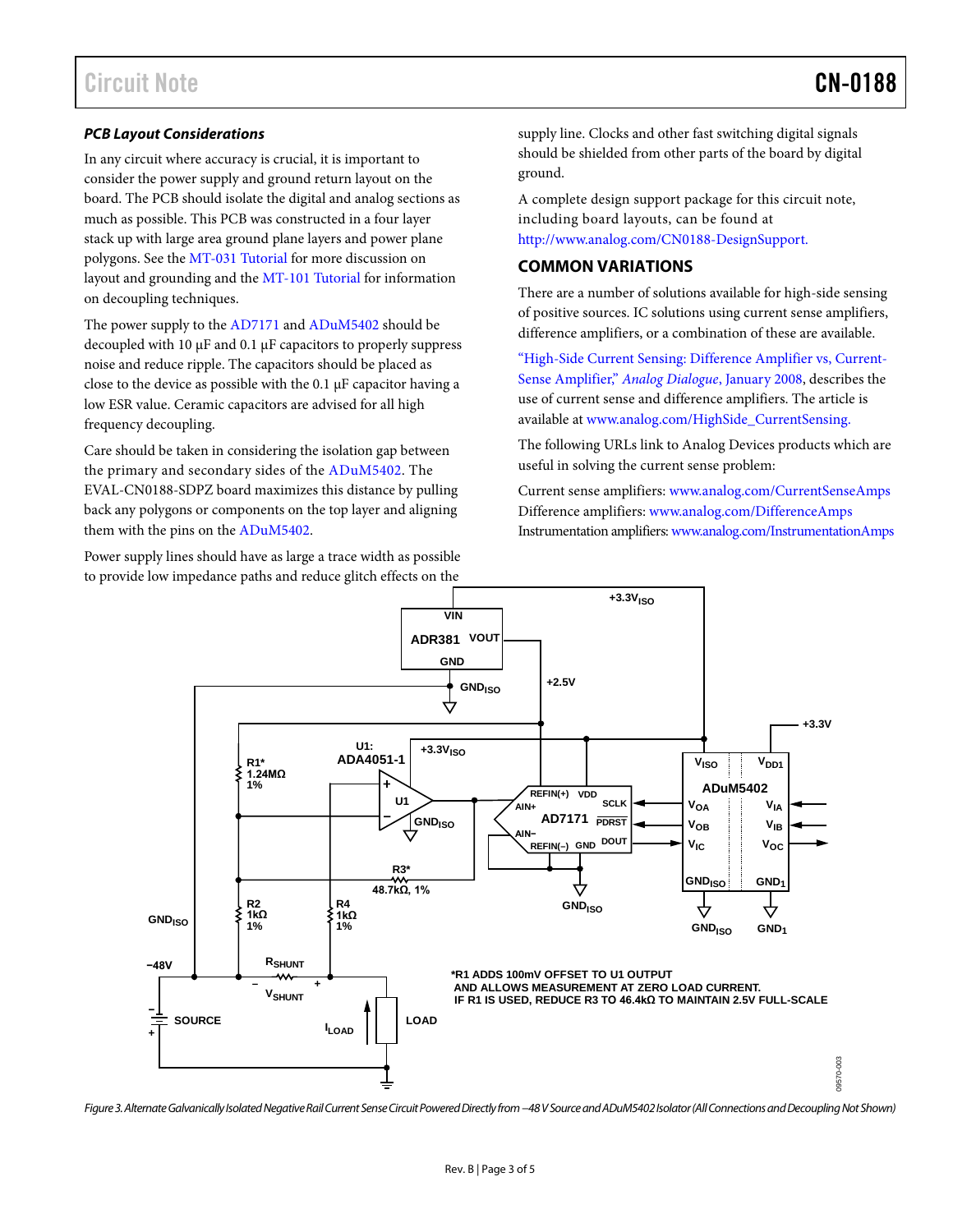### PCB Layout Considerations

In any circuit where accuracy is crucial, it is important to consider the power supply and ground return layout on the board. The PCB should isolate the digital and analog sections as much as possible. This PCB was constructed in a four layer stack up with large area ground plane layers and power plane polygons. See the MT-031 Tutorial for more discussion on layout and grounding and the MT-101 Tutorial for information on decoupling techniques.

The power supply to the AD7171 and ADuM5402 should be decoupled with 10 µF and 0.1 µF capacitors to properly suppress noise and reduce ripple. The capacitors should be placed as close to the device as possible with the 0.1 µF capacitor having a low ESR value. Ceramic capacitors are advised for all high frequency decoupling.

Care should be taken in considering the isolation gap between the primary and secondary sides of the ADuM5402. The EVAL-CN0188-SDPZ board maximizes this distance by pulling back any polygons or components on the top layer and aligning them with the pins on the ADuM5402.

Power supply lines should have as large a trace width as possible to provide low impedance paths and reduce glitch effects on the supply line. Clocks and other fast switching digital signals should be shielded from other parts of the board by digital ground.

A complete design support package for this circuit note, including board layouts, can be found at http://www.analog.com/CN0188-DesignSupport.

## COMMON VARIATIONS

There are a number of solutions available for high-side sensing of positive sources. IC solutions using current sense amplifiers, difference amplifiers, or a combination of these are available.

"High-Side Current Sensing: Difference Amplifier vs. Current-Sense Amplifier," *Analog Dialogue*, January 2008, describes the use of current sense and difference amplifiers. The article is available at www.analog.com/HighSide_CurrentSensing.

The following URLs link to Analog Devices products which are useful in solving the current sense problem:

Current sense amplifiers: www.analog.com/CurrentSenseAmps
Difference amplifiers: www.analog.com/DifferenceAmps
Instrumentation amplifiers: www.analog.com/InstrumentationAmps

*R1 ADDS 100mV OFFSET TO U1 OUTPUT AND ALLOWS MEASUREMENT AT ZERO LOAD CURRENT. IF R1 IS USED, REDUCE R3 TO 46.4kΩ TO MAINTAIN 2.5V FULL-SCALE

*Figure 3. Alternate Galvanically Isolated Negative Rail Current Sense Circuit Powered Directly from –48 V Source and ADuM5402 Isolator (All Connections and Decoupling Not Shown)*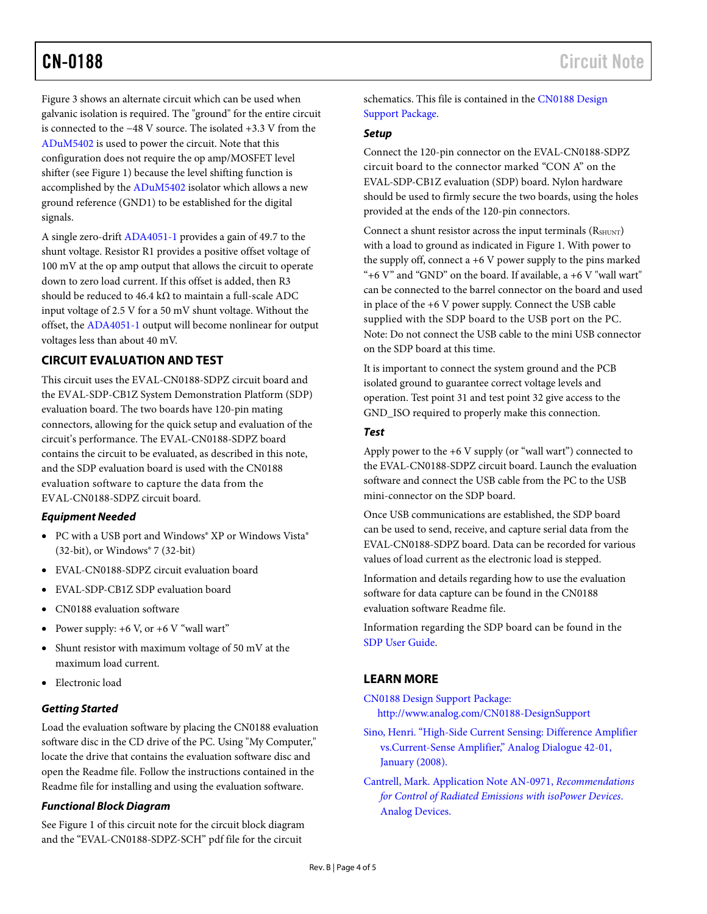Figure 3 shows an alternate circuit which can be used when galvanic isolation is required. The "ground" for the entire circuit is connected to the −48 V source. The isolated +3.3 V from the ADuM5402 is used to power the circuit. Note that this configuration does not require the op amp/MOSFET level shifter (see Figure 1) because the level shifting function is accomplished by the ADuM5402 isolator which allows a new ground reference (GND1) to be established for the digital signals.

A single zero-drift ADA4051-1 provides a gain of 49.7 to the shunt voltage. Resistor R1 provides a positive offset voltage of 100 mV at the op amp output that allows the circuit to operate down to zero load current. If this offset is added, then R3 should be reduced to 46.4 kΩ to maintain a full-scale ADC input voltage of 2.5 V for a 50 mV shunt voltage. Without the offset, the ADA4051-1 output will become nonlinear for output voltages less than about 40 mV.

## CIRCUIT EVALUATION AND TEST

This circuit uses the EVAL-CN0188-SDPZ circuit board and the EVAL-SDP-CB1Z System Demonstration Platform (SDP) evaluation board. The two boards have 120-pin mating connectors, allowing for the quick setup and evaluation of the circuit's performance. The EVAL-CN0188-SDPZ board contains the circuit to be evaluated, as described in this note, and the SDP evaluation board is used with the CN0188 evaluation software to capture the data from the EVAL-CN0188-SDPZ circuit board.

### *Equipment Needed*

- PC with a USB port and Windows® XP or Windows Vista® (32-bit), or Windows® 7 (32-bit)
- EVAL-CN0188-SDPZ circuit evaluation board
- EVAL-SDP-CB1Z SDP evaluation board
- CN0188 evaluation software
- Power supply: +6 V, or +6 V "wall wart"
- Shunt resistor with maximum voltage of 50 mV at the maximum load current.
- Electronic load

### *Getting Started*

Load the evaluation software by placing the CN0188 evaluation software disc in the CD drive of the PC. Using "My Computer," locate the drive that contains the evaluation software disc and open the Readme file. Follow the instructions contained in the Readme file for installing and using the evaluation software.

### *Functional Block Diagram*

See Figure 1 of this circuit note for the circuit block diagram and the "EVAL-CN0188-SDPZ-SCH" pdf file for the circuit schematics. This file is contained in the CN0188 Design Support Package.

### *Setup*

Connect the 120-pin connector on the EVAL-CN0188-SDPZ circuit board to the connector marked "CON A" on the EVAL-SDP-CB1Z evaluation (SDP) board. Nylon hardware should be used to firmly secure the two boards, using the holes provided at the ends of the 120-pin connectors.

Connect a shunt resistor across the input terminals ($R_{SHUNT}$) with a load to ground as indicated in Figure 1. With power to the supply off, connect a +6 V power supply to the pins marked "+6 V" and "GND" on the board. If available, a +6 V "wall wart" can be connected to the barrel connector on the board and used in place of the +6 V power supply. Connect the USB cable supplied with the SDP board to the USB port on the PC. Note: Do not connect the USB cable to the mini USB connector on the SDP board at this time.

It is important to connect the system ground and the PCB isolated ground to guarantee correct voltage levels and operation. Test point 31 and test point 32 give access to the GND_ISO required to properly make this connection.

### *Test*

Apply power to the +6 V supply (or "wall wart") connected to the EVAL-CN0188-SDPZ circuit board. Launch the evaluation software and connect the USB cable from the PC to the USB mini-connector on the SDP board.

Once USB communications are established, the SDP board can be used to send, receive, and capture serial data from the EVAL-CN0188-SDPZ board. Data can be recorded for various values of load current as the electronic load is stepped.

Information and details regarding how to use the evaluation software for data capture can be found in the CN0188 evaluation software Readme file.

Information regarding the SDP board can be found in the SDP User Guide.

## LEARN MORE

CN0188 Design Support Package: http://www.analog.com/CN0188-DesignSupport

Sino, Henri. "High-Side Current Sensing: Difference Amplifier vs.Current-Sense Amplifier," Analog Dialogue 42-01, January (2008).

Cantrell, Mark. Application Note AN-0971, *Recommendations for Control of Radiated Emissions with isoPower Devices.* Analog Devices.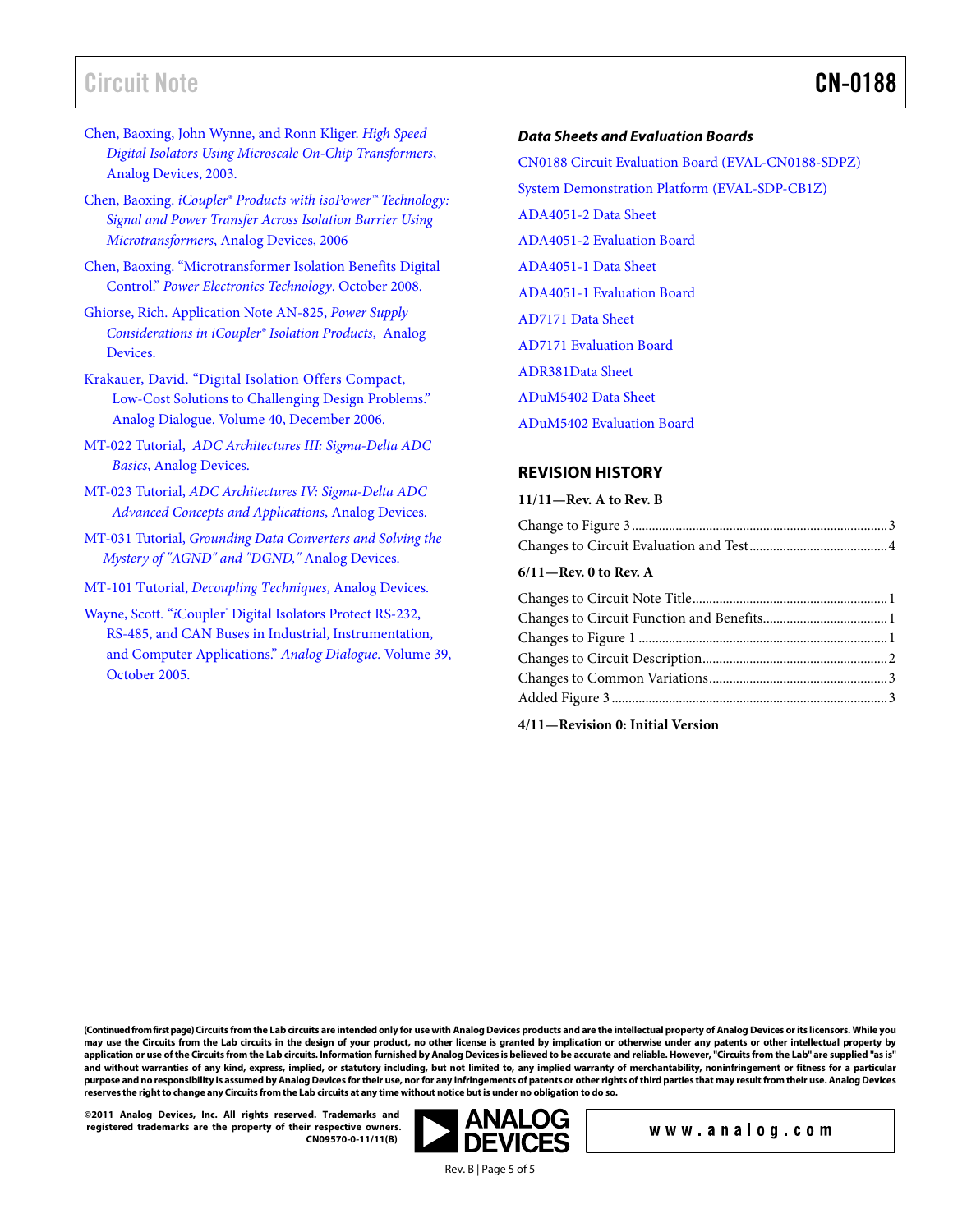Chen, Baoxing, John Wynne, and Ronn Kliger. *High Speed Digital Isolators Using Microscale On-Chip Transformers*, Analog Devices, 2003.

Chen, Baoxing. *iCoupler® Products with isoPower™ Technology: Signal and Power Transfer Across Isolation Barrier Using Microtransformers*, Analog Devices, 2006

Chen, Baoxing. "Microtransformer Isolation Benefits Digital Control." *Power Electronics Technology*. October 2008.

Ghiorse, Rich. Application Note AN-825, *Power Supply Considerations in iCoupler® Isolation Products*, Analog Devices.

Krakauer, David. "Digital Isolation Offers Compact, Low-Cost Solutions to Challenging Design Problems." Analog Dialogue. Volume 40, December 2006.

MT-022 Tutorial, *ADC Architectures III: Sigma-Delta ADC Basics*, Analog Devices.

MT-023 Tutorial, *ADC Architectures IV: Sigma-Delta ADC Advanced Concepts and Applications*, Analog Devices.

MT-031 Tutorial, *Grounding Data Converters and Solving the Mystery of "AGND" and "DGND,"* Analog Devices.

MT-101 Tutorial, *Decoupling Techniques*, Analog Devices.

Wayne, Scott. "*i*Coupler® Digital Isolators Protect RS-232, RS-485, and CAN Buses in Industrial, Instrumentation, and Computer Applications." *Analog Dialogue*. Volume 39, October 2005.

### *Data Sheets and Evaluation Boards*

CN0188 Circuit Evaluation Board (EVAL-CN0188-SDPZ)

System Demonstration Platform (EVAL-SDP-CB1Z)

ADA4051-2 Data Sheet

ADA4051-2 Evaluation Board

ADA4051-1 Data Sheet

ADA4051-1 Evaluation Board

AD7171 Data Sheet

AD7171 Evaluation Board

ADR381Data Sheet

ADuM5402 Data Sheet

ADuM5402 Evaluation Board

## REVISION HISTORY

**11/11—Rev. A to Rev. B**

Change to Figure 3 .......................................................................... 3
Changes to Circuit Evaluation and Test ......................................... 4

**6/11—Rev. 0 to Rev. A**

Changes to Circuit Note Title ......................................................... 1
Changes to Circuit Function and Benefits ..................................... 1
Changes to Figure 1 ......................................................................... 1
Changes to Circuit Description ....................................................... 2
Changes to Common Variations ..................................................... 3
Added Figure 3 ................................................................................ 3

**4/11—Revision 0: Initial Version**

**(Continued from first page) Circuits from the Lab circuits are intended only for use with Analog Devices products and are the intellectual property of Analog Devices or its licensors. While you may use the Circuits from the Lab circuits in the design of your product, no other license is granted by implication or otherwise under any patents or other intellectual property by application or use of the Circuits from the Lab circuits. Information furnished by Analog Devices is believed to be accurate and reliable. However, "Circuits from the Lab" are supplied "as is" and without warranties of any kind, express, implied, or statutory including, but not limited to, any implied warranty of merchantability, noninfringement or fitness for a particular purpose and no responsibility is assumed by Analog Devices for their use, nor for any infringements of patents or other rights of third parties that may result from their use. Analog Devices reserves the right to change any Circuits from the Lab circuits at any time without notice but is under no obligation to do so.**

**©2011 Analog Devices, Inc. All rights reserved. Trademarks and registered trademarks are the property of their respective owners.**
**CN09570-0-11/11(B)**

ANALOG DEVICES

www.analog.com